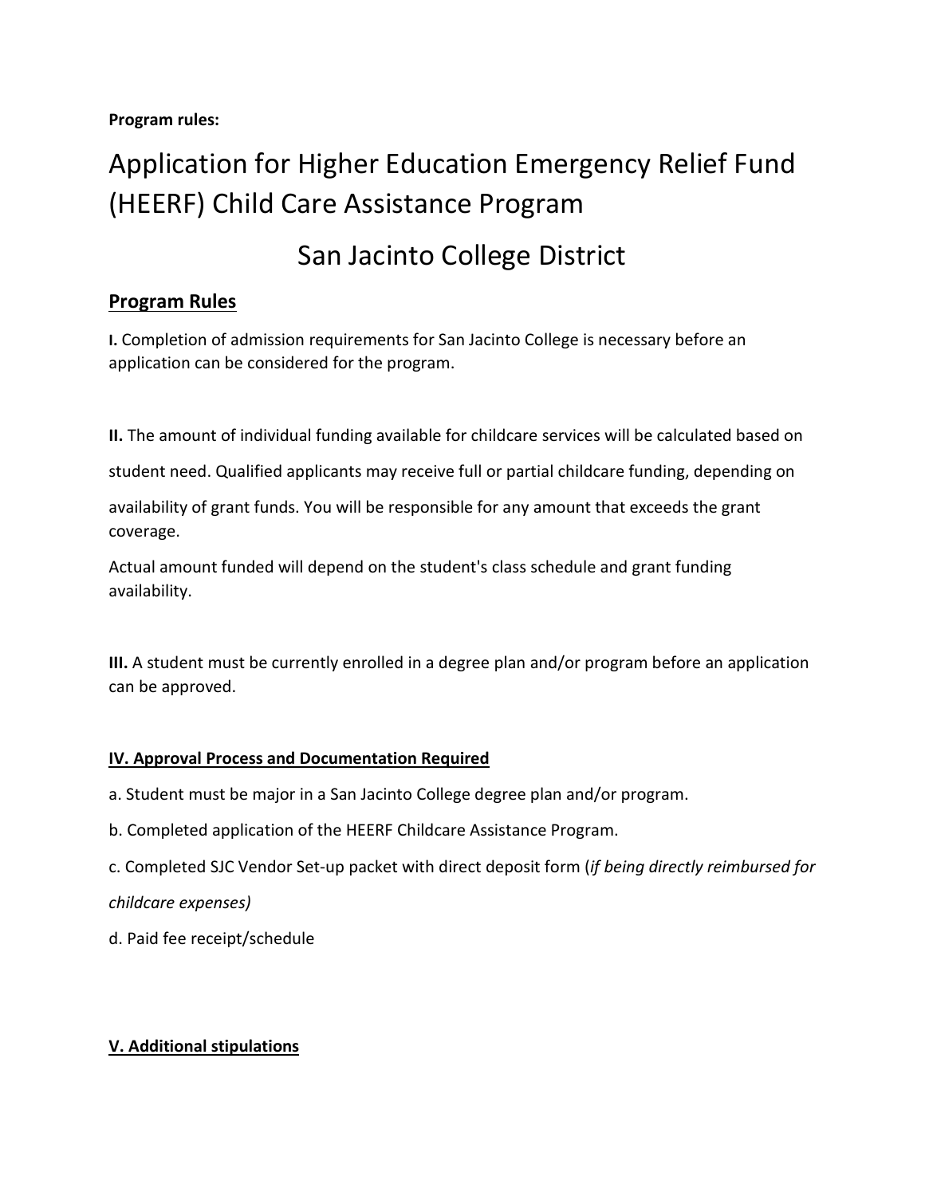**Program rules:**

# Application for Higher Education Emergency Relief Fund (HEERF) Child Care Assistance Program

# San Jacinto College District

## Program Rules

**I.** Completion of admission requirements for San Jacinto College is necessary before an application can be considered for the program.

**II.** The amount of individual funding available for childcare services will be calculated based on student need. Qualified applicants may receive full or partial childcare funding, depending on availability of grant funds. You will be responsible for any amount that exceeds the grant coverage.

Actual amount funded will depend on the student's class schedule and grant funding availability.

**III.** A student must be currently enrolled in a degree plan and/or program before an application can be approved.

### IV. Approval Process and Documentation Required

a. Student must be major in a San Jacinto College degree plan and/or program.

b. Completed application of the HEERF Childcare Assistance Program.

c. Completed SJC Vendor Set-up packet with direct deposit form (*if being directly reimbursed for childcare expenses)*

d. Paid fee receipt/schedule

### V. Additional stipulations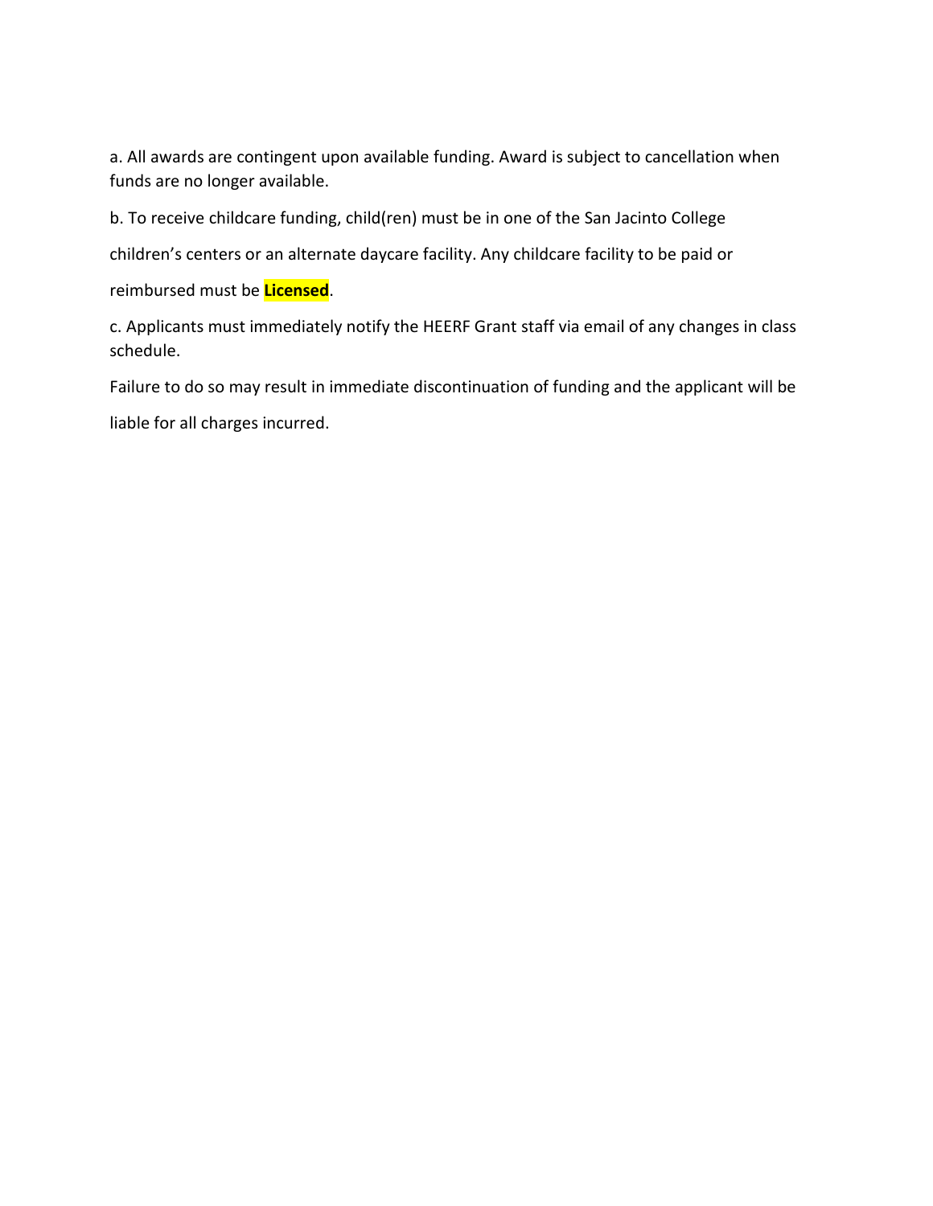a. All awards are contingent upon available funding. Award is subject to cancellation when funds are no longer available.

b. To receive childcare funding, child(ren) must be in one of the San Jacinto College children's centers or an alternate daycare facility. Any childcare facility to be paid or reimbursed must be **Licensed**.

c. Applicants must immediately notify the HEERF Grant staff via email of any changes in class schedule.

Failure to do so may result in immediate discontinuation of funding and the applicant will be liable for all charges incurred.